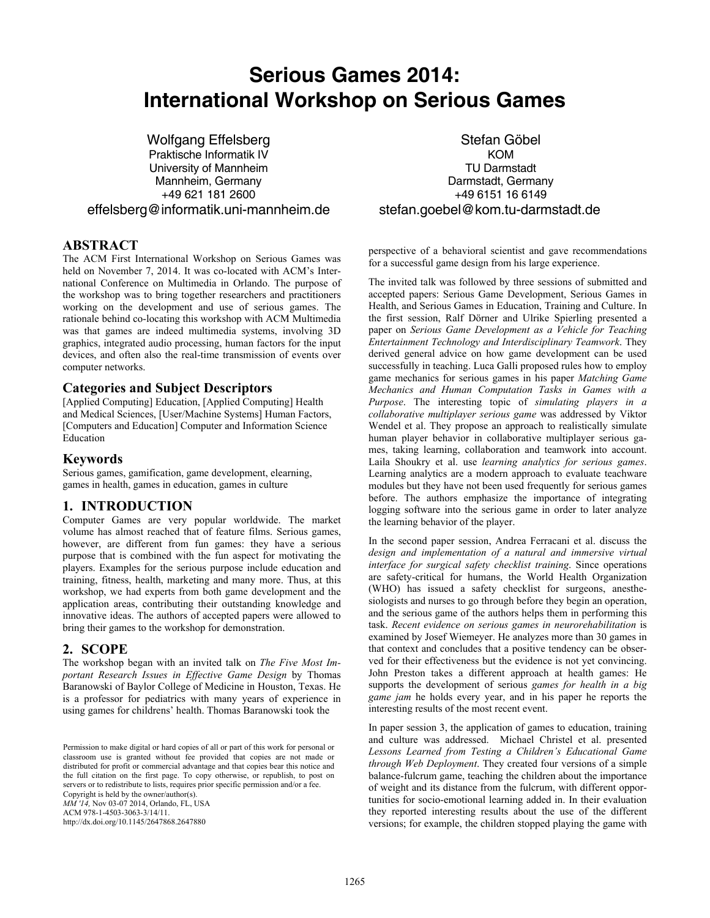# Serious Games 2014: International Workshop on Serious Games

Wolfgang Effelsberg
Praktische Informatik IV
University of Mannheim
Mannheim, Germany
+49 621 181 2600
effelsberg@informatik.uni-mannheim.de

Stefan Göbel
KOM
TU Darmstadt
Darmstadt, Germany
+49 6151 16 6149
stefan.goebel@kom.tu-darmstadt.de

## ABSTRACT

The ACM First International Workshop on Serious Games was held on November 7, 2014. It was co-located with ACM's International Conference on Multimedia in Orlando. The purpose of the workshop was to bring together researchers and practitioners working on the development and use of serious games. The rationale behind co-locating this workshop with ACM Multimedia was that games are indeed multimedia systems, involving 3D graphics, integrated audio processing, human factors for the input devices, and often also the real-time transmission of events over computer networks.

### Categories and Subject Descriptors

[Applied Computing] Education, [Applied Computing] Health and Medical Sciences, [User/Machine Systems] Human Factors, [Computers and Education] Computer and Information Science Education

### Keywords

Serious games, gamification, game development, elearning, games in health, games in education, games in culture

## 1. INTRODUCTION

Computer Games are very popular worldwide. The market volume has almost reached that of feature films. Serious games, however, are different from fun games: they have a serious purpose that is combined with the fun aspect for motivating the players. Examples for the serious purpose include education and training, fitness, health, marketing and many more. Thus, at this workshop, we had experts from both game development and the application areas, contributing their outstanding knowledge and innovative ideas. The authors of accepted papers were allowed to bring their games to the workshop for demonstration.

## 2. SCOPE

The workshop began with an invited talk on *The Five Most Important Research Issues in Effective Game Design* by Thomas Baranowski of Baylor College of Medicine in Houston, Texas. He is a professor for pediatrics with many years of experience in using games for childrens' health. Thomas Baranowski took the perspective of a behavioral scientist and gave recommendations for a successful game design from his large experience.

The invited talk was followed by three sessions of submitted and accepted papers: Serious Game Development, Serious Games in Health, and Serious Games in Education, Training and Culture. In the first session, Ralf Dörner and Ulrike Spierling presented a paper on *Serious Game Development as a Vehicle for Teaching Entertainment Technology and Interdisciplinary Teamwork*. They derived general advice on how game development can be used successfully in teaching. Luca Galli proposed rules how to employ game mechanics for serious games in his paper *Matching Game Mechanics and Human Computation Tasks in Games with a Purpose*. The interesting topic of *simulating players in a collaborative multiplayer serious game* was addressed by Viktor Wendel et al. They propose an approach to realistically simulate human player behavior in collaborative multiplayer serious games, taking learning, collaboration and teamwork into account. Laila Shoukry et al. use *learning analytics for serious games*. Learning analytics are a modern approach to evaluate teachware modules but they have not been used frequently for serious games before. The authors emphasize the importance of integrating logging software into the serious game in order to later analyze the learning behavior of the player.

In the second paper session, Andrea Ferracani et al. discuss the *design and implementation of a natural and immersive virtual interface for surgical safety checklist training*. Since operations are safety-critical for humans, the World Health Organization (WHO) has issued a safety checklist for surgeons, anesthesiologists and nurses to go through before they begin an operation, and the serious game of the authors helps them in performing this task. *Recent evidence on serious games in neurorehabilitation* is examined by Josef Wiemeyer. He analyzes more than 30 games in that context and concludes that a positive tendency can be observed for their effectiveness but the evidence is not yet convincing. John Preston takes a different approach at health games: He supports the development of serious *games for health in a big game jam* he holds every year, and in his paper he reports the interesting results of the most recent event.

In paper session 3, the application of games to education, training and culture was addressed. Michael Christel et al. presented *Lessons Learned from Testing a Children's Educational Game through Web Deployment*. They created four versions of a simple balance-fulcrum game, teaching the children about the importance of weight and its distance from the fulcrum, with different opportunities for socio-emotional learning added in. In their evaluation they reported interesting results about the use of the different versions; for example, the children stopped playing the game with

Permission to make digital or hard copies of all or part of this work for personal or classroom use is granted without fee provided that copies are not made or distributed for profit or commercial advantage and that copies bear this notice and the full citation on the first page. To copy otherwise, or republish, to post on servers or to redistribute to lists, requires prior specific permission and/or a fee.
Copyright is held by the owner/author(s).
*MM '14,* Nov 03-07 2014, Orlando, FL, USA
ACM 978-1-4503-3063-3/14/11.
http://dx.doi.org/10.1145/2647868.2647880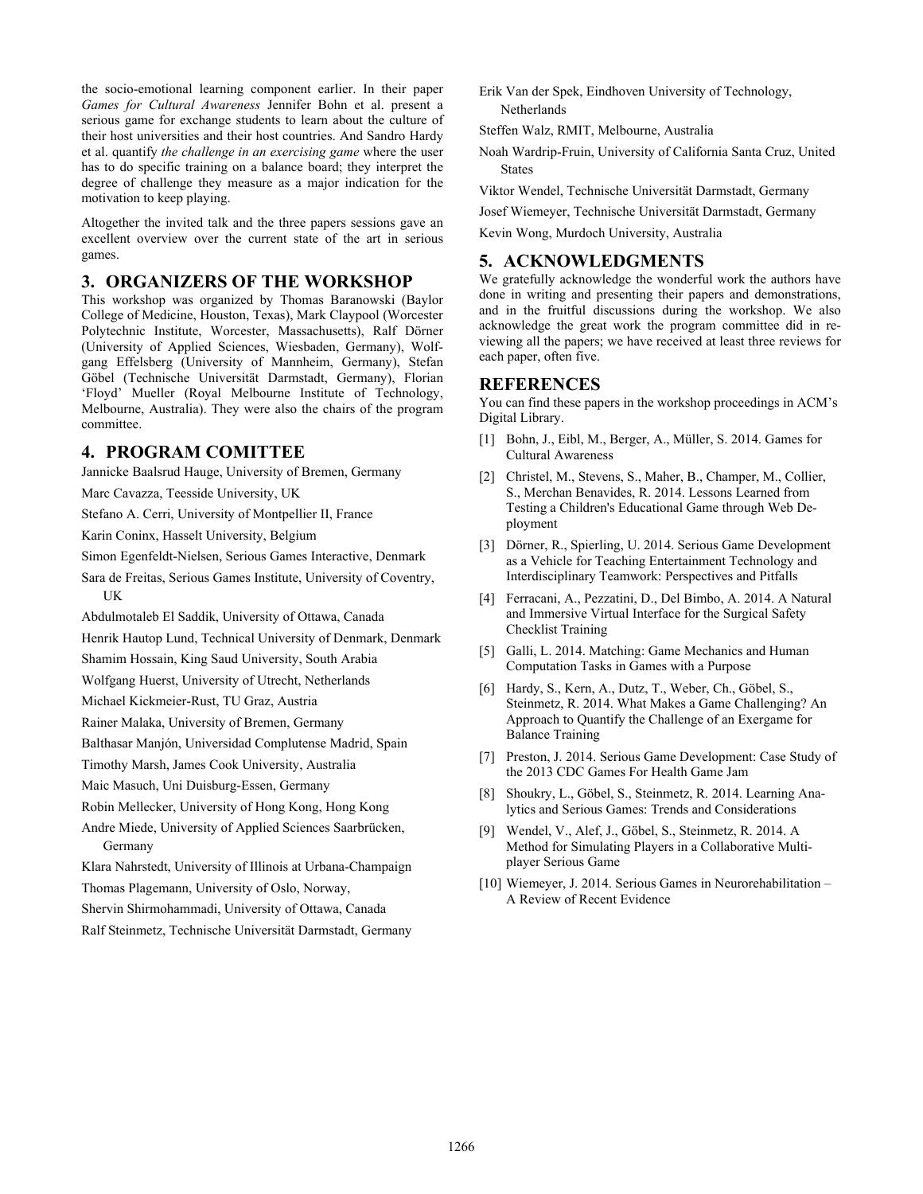the socio-emotional learning component earlier. In their paper *Games for Cultural Awareness* Jennifer Bohn et al. present a serious game for exchange students to learn about the culture of their host universities and their host countries. And Sandro Hardy et al. quantify *the challenge in an exercising game* where the user has to do specific training on a balance board; they interpret the degree of challenge they measure as a major indication for the motivation to keep playing.

Altogether the invited talk and the three papers sessions gave an excellent overview over the current state of the art in serious games.

## 3. ORGANIZERS OF THE WORKSHOP

This workshop was organized by Thomas Baranowski (Baylor College of Medicine, Houston, Texas), Mark Claypool (Worcester Polytechnic Institute, Worcester, Massachusetts), Ralf Dörner (University of Applied Sciences, Wiesbaden, Germany), Wolfgang Effelsberg (University of Mannheim, Germany), Stefan Göbel (Technische Universität Darmstadt, Germany), Florian 'Floyd' Mueller (Royal Melbourne Institute of Technology, Melbourne, Australia). They were also the chairs of the program committee.

## 4. PROGRAM COMITTEE

Jannicke Baalsrud Hauge, University of Bremen, Germany

Marc Cavazza, Teesside University, UK

Stefano A. Cerri, University of Montpellier II, France

Karin Coninx, Hasselt University, Belgium

Simon Egenfeldt-Nielsen, Serious Games Interactive, Denmark

Sara de Freitas, Serious Games Institute, University of Coventry, UK

Abdulmotaleb El Saddik, University of Ottawa, Canada

Henrik Hautop Lund, Technical University of Denmark, Denmark

Shamim Hossain, King Saud University, South Arabia

Wolfgang Huerst, University of Utrecht, Netherlands

Michael Kickmeier-Rust, TU Graz, Austria

Rainer Malaka, University of Bremen, Germany

Balthasar Manjón, Universidad Complutense Madrid, Spain

Timothy Marsh, James Cook University, Australia

Maic Masuch, Uni Duisburg-Essen, Germany

Robin Mellecker, University of Hong Kong, Hong Kong

Andre Miede, University of Applied Sciences Saarbrücken, Germany

Klara Nahrstedt, University of Illinois at Urbana-Champaign

Thomas Plagemann, University of Oslo, Norway,

Shervin Shirmohammadi, University of Ottawa, Canada

Ralf Steinmetz, Technische Universität Darmstadt, Germany

Erik Van der Spek, Eindhoven University of Technology, Netherlands

Steffen Walz, RMIT, Melbourne, Australia

Noah Wardrip-Fruin, University of California Santa Cruz, United States

Viktor Wendel, Technische Universität Darmstadt, Germany

Josef Wiemeyer, Technische Universität Darmstadt, Germany

Kevin Wong, Murdoch University, Australia

## 5. ACKNOWLEDGMENTS

We gratefully acknowledge the wonderful work the authors have done in writing and presenting their papers and demonstrations, and in the fruitful discussions during the workshop. We also acknowledge the great work the program committee did in reviewing all the papers; we have received at least three reviews for each paper, often five.

## REFERENCES

You can find these papers in the workshop proceedings in ACM's Digital Library.

[1] Bohn, J., Eibl, M., Berger, A., Müller, S. 2014. Games for Cultural Awareness

[2] Christel, M., Stevens, S., Maher, B., Champer, M., Collier, S., Merchan Benavides, R. 2014. Lessons Learned from Testing a Children's Educational Game through Web Deployment

[3] Dörner, R., Spierling, U. 2014. Serious Game Development as a Vehicle for Teaching Entertainment Technology and Interdisciplinary Teamwork: Perspectives and Pitfalls

[4] Ferracani, A., Pezzatini, D., Del Bimbo, A. 2014. A Natural and Immersive Virtual Interface for the Surgical Safety Checklist Training

[5] Galli, L. 2014. Matching: Game Mechanics and Human Computation Tasks in Games with a Purpose

[6] Hardy, S., Kern, A., Dutz, T., Weber, Ch., Göbel, S., Steinmetz, R. 2014. What Makes a Game Challenging? An Approach to Quantify the Challenge of an Exergame for Balance Training

[7] Preston, J. 2014. Serious Game Development: Case Study of the 2013 CDC Games For Health Game Jam

[8] Shoukry, L., Göbel, S., Steinmetz, R. 2014. Learning Analytics and Serious Games: Trends and Considerations

[9] Wendel, V., Alef, J., Göbel, S., Steinmetz, R. 2014. A Method for Simulating Players in a Collaborative Multiplayer Serious Game

[10] Wiemeyer, J. 2014. Serious Games in Neurorehabilitation – A Review of Recent Evidence